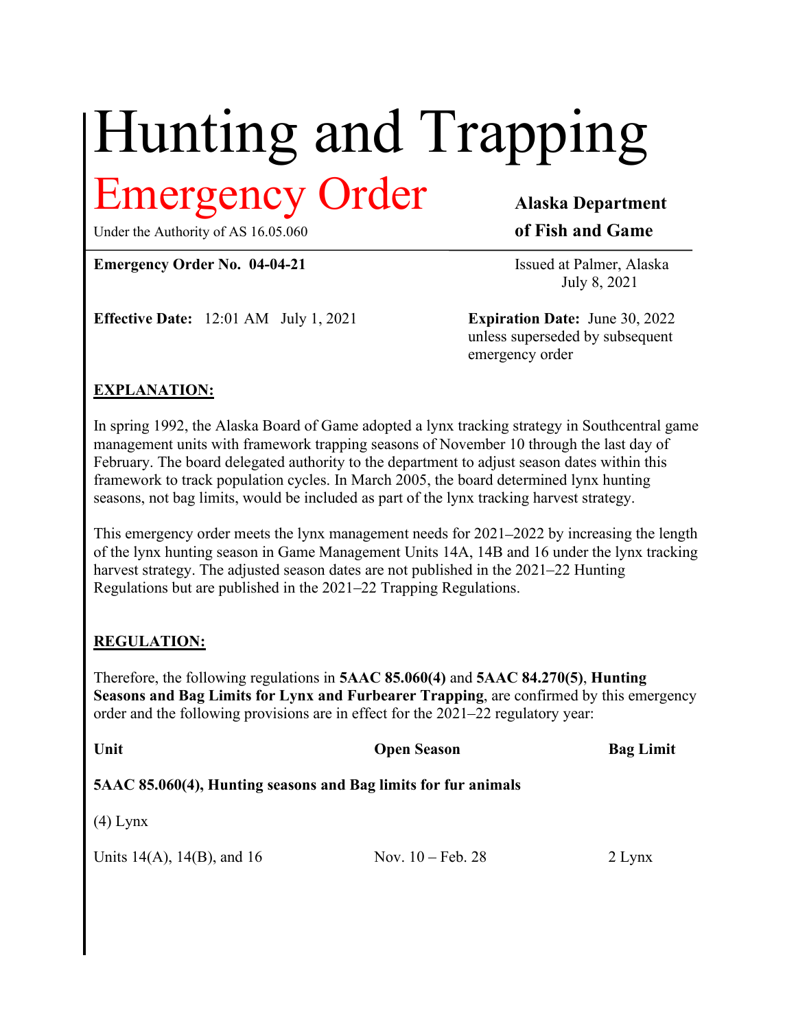# Hunting and Trapping

## Emergency Order

Under the Authority of AS 16.05.060

**Alaska Department of Fish and Game**

**Emergency Order No. 04-04-21**

Issued at Palmer, Alaska
July 8, 2021

**Effective Date:** 12:01 AM July 1, 2021

**Expiration Date:** June 30, 2022 unless superseded by subsequent emergency order

**EXPLANATION:**

In spring 1992, the Alaska Board of Game adopted a lynx tracking strategy in Southcentral game management units with framework trapping seasons of November 10 through the last day of February. The board delegated authority to the department to adjust season dates within this framework to track population cycles. In March 2005, the board determined lynx hunting seasons, not bag limits, would be included as part of the lynx tracking harvest strategy.

This emergency order meets the lynx management needs for 2021–2022 by increasing the length of the lynx hunting season in Game Management Units 14A, 14B and 16 under the lynx tracking harvest strategy. The adjusted season dates are not published in the 2021–22 Hunting Regulations but are published in the 2021–22 Trapping Regulations.

**REGULATION:**

Therefore, the following regulations in **5AAC 85.060(4)** and **5AAC 84.270(5)**, **Hunting Seasons and Bag Limits for Lynx and Furbearer Trapping**, are confirmed by this emergency order and the following provisions are in effect for the 2021–22 regulatory year:

| **Unit** | **Open Season** | **Bag Limit** |
|---|---|---|
| **5AAC 85.060(4), Hunting seasons and Bag limits for fur animals** | | |
| (4) Lynx | | |
| Units 14(A), 14(B), and 16 | Nov. 10 – Feb. 28 | 2 Lynx |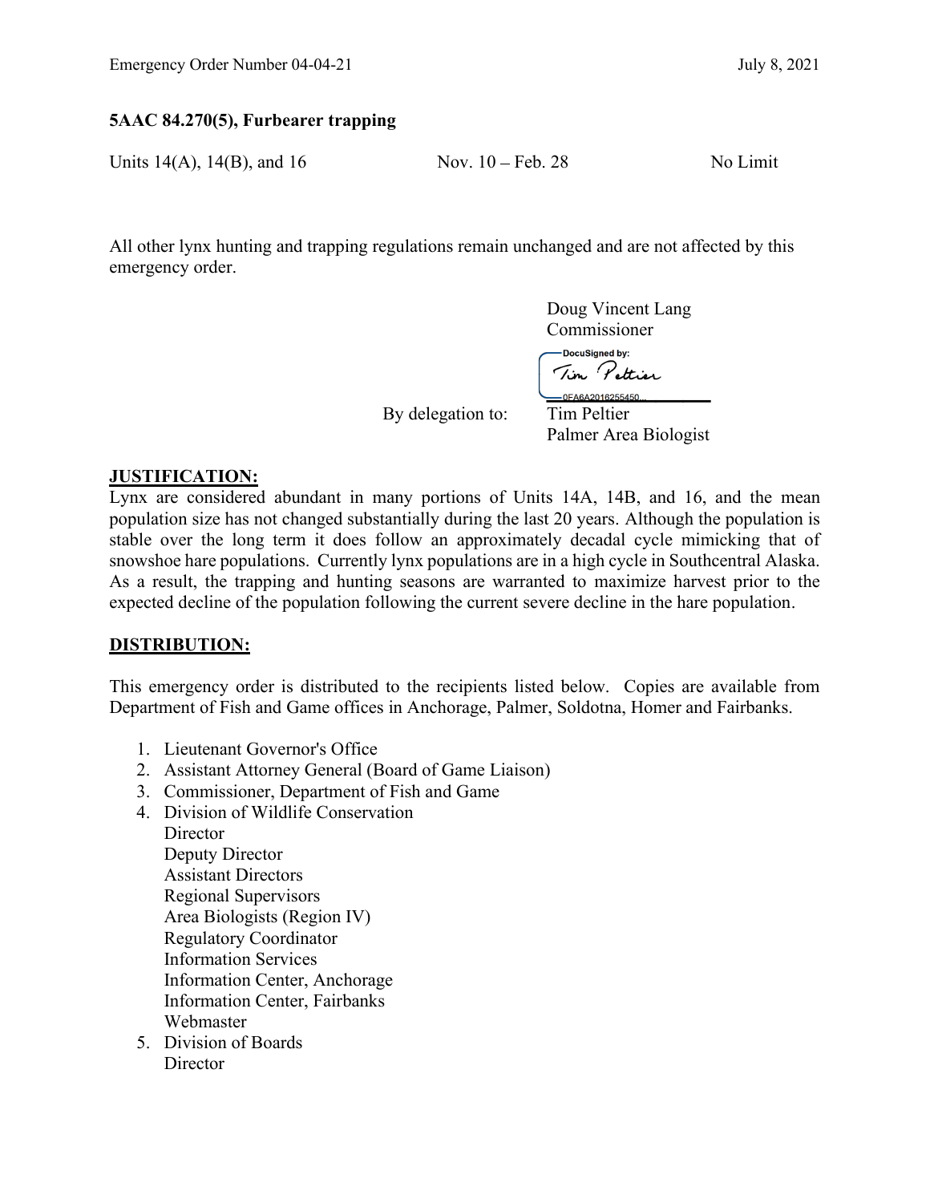**5AAC 84.270(5), Furbearer trapping**

| Units 14(A), 14(B), and 16 | Nov. 10 – Feb. 28 | No Limit |
|---|---|---|

All other lynx hunting and trapping regulations remain unchanged and are not affected by this emergency order.

Doug Vincent Lang
Commissioner

DocuSigned by:
Tim Peltier
0FA6A2016255450...

By delegation to: Tim Peltier
Palmer Area Biologist

**JUSTIFICATION:**

Lynx are considered abundant in many portions of Units 14A, 14B, and 16, and the mean population size has not changed substantially during the last 20 years. Although the population is stable over the long term it does follow an approximately decadal cycle mimicking that of snowshoe hare populations. Currently lynx populations are in a high cycle in Southcentral Alaska. As a result, the trapping and hunting seasons are warranted to maximize harvest prior to the expected decline of the population following the current severe decline in the hare population.

**DISTRIBUTION:**

This emergency order is distributed to the recipients listed below. Copies are available from Department of Fish and Game offices in Anchorage, Palmer, Soldotna, Homer and Fairbanks.

1. Lieutenant Governor's Office
2. Assistant Attorney General (Board of Game Liaison)
3. Commissioner, Department of Fish and Game
4. Division of Wildlife Conservation
   Director
   Deputy Director
   Assistant Directors
   Regional Supervisors
   Area Biologists (Region IV)
   Regulatory Coordinator
   Information Services
   Information Center, Anchorage
   Information Center, Fairbanks
   Webmaster
5. Division of Boards
   Director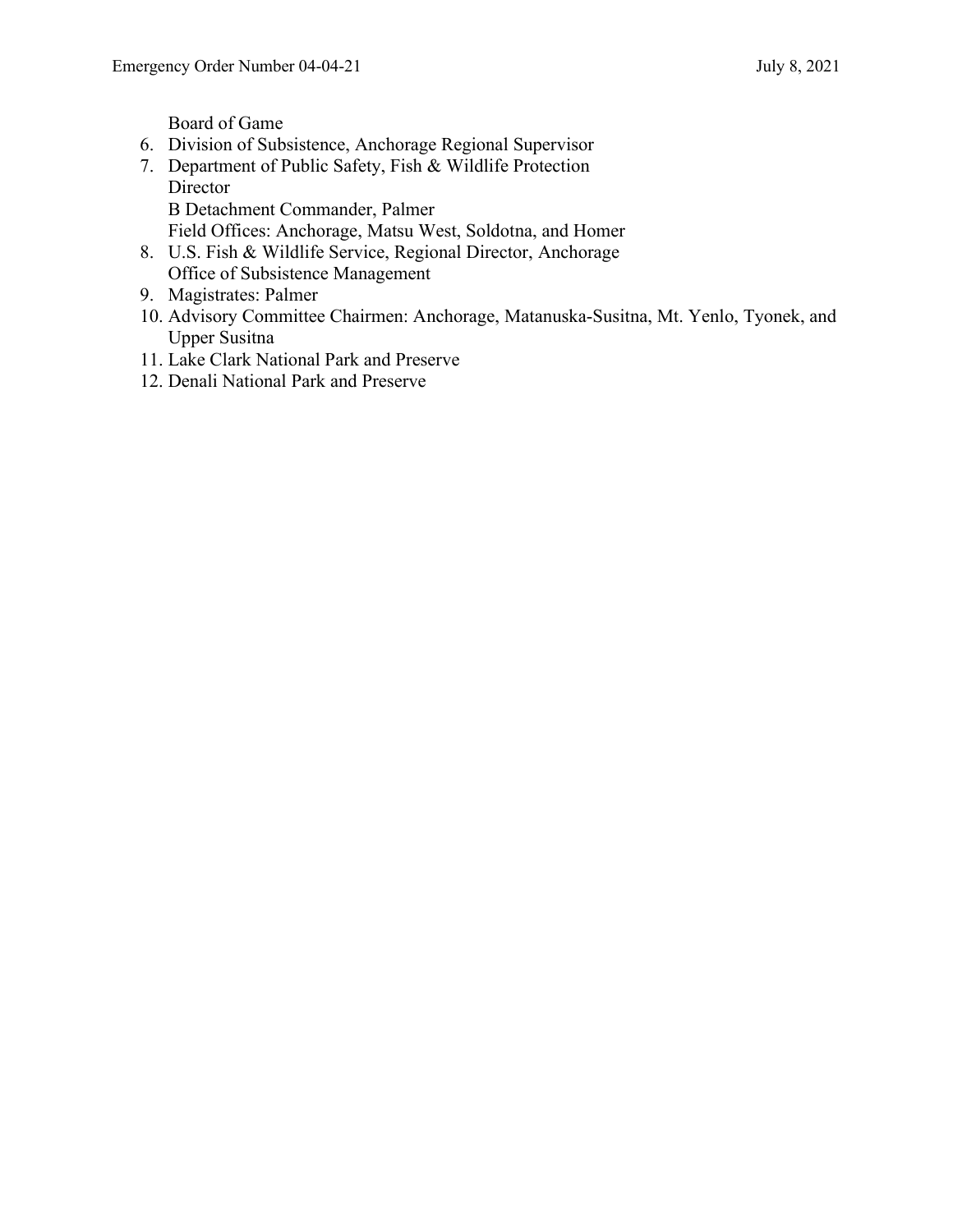Board of Game

6. Division of Subsistence, Anchorage Regional Supervisor
7. Department of Public Safety, Fish & Wildlife Protection
   Director
   B Detachment Commander, Palmer
   Field Offices: Anchorage, Matsu West, Soldotna, and Homer
8. U.S. Fish & Wildlife Service, Regional Director, Anchorage
   Office of Subsistence Management
9. Magistrates: Palmer
10. Advisory Committee Chairmen: Anchorage, Matanuska-Susitna, Mt. Yenlo, Tyonek, and Upper Susitna
11. Lake Clark National Park and Preserve
12. Denali National Park and Preserve